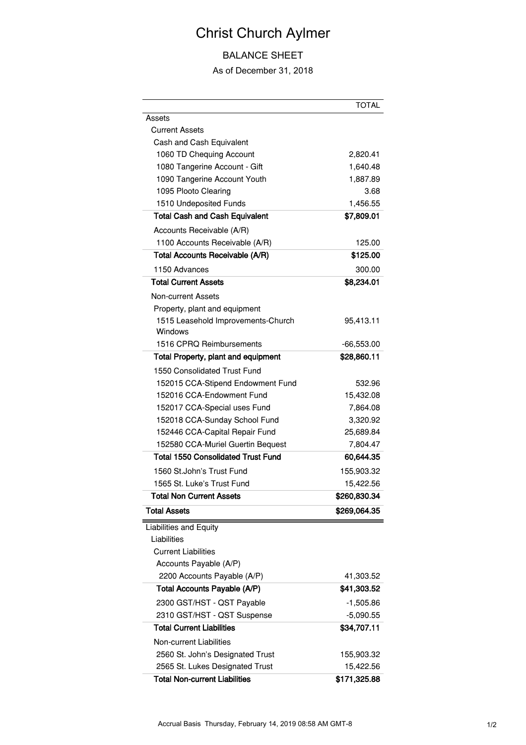# Christ Church Aylmer

## BALANCE SHEET

As of December 31, 2018

| | TOTAL |
|---|---|
| Assets | |
| Current Assets | |
| Cash and Cash Equivalent | |
| 1060 TD Chequing Account | 2,820.41 |
| 1080 Tangerine Account - Gift | 1,640.48 |
| 1090 Tangerine Account Youth | 1,887.89 |
| 1095 Plooto Clearing | 3.68 |
| 1510 Undeposited Funds | 1,456.55 |
| **Total Cash and Cash Equivalent** | **$7,809.01** |
| Accounts Receivable (A/R) | |
| 1100 Accounts Receivable (A/R) | 125.00 |
| **Total Accounts Receivable (A/R)** | **$125.00** |
| 1150 Advances | 300.00 |
| **Total Current Assets** | **$8,234.01** |
| Non-current Assets | |
| Property, plant and equipment | |
| 1515 Leasehold Improvements-Church Windows | 95,413.11 |
| 1516 CPRQ Reimbursements | -66,553.00 |
| **Total Property, plant and equipment** | **$28,860.11** |
| 1550 Consolidated Trust Fund | |
| 152015 CCA-Stipend Endowment Fund | 532.96 |
| 152016 CCA-Endowment Fund | 15,432.08 |
| 152017 CCA-Special uses Fund | 7,864.08 |
| 152018 CCA-Sunday School Fund | 3,320.92 |
| 152446 CCA-Capital Repair Fund | 25,689.84 |
| 152580 CCA-Muriel Guertin Bequest | 7,804.47 |
| **Total 1550 Consolidated Trust Fund** | **60,644.35** |
| 1560 St.John's Trust Fund | 155,903.32 |
| 1565 St. Luke's Trust Fund | 15,422.56 |
| **Total Non Current Assets** | **$260,830.34** |
| **Total Assets** | **$269,064.35** |
| Liabilities and Equity | |
| Liabilities | |
| Current Liabilities | |
| Accounts Payable (A/P) | |
| 2200 Accounts Payable (A/P) | 41,303.52 |
| **Total Accounts Payable (A/P)** | **$41,303.52** |
| 2300 GST/HST - QST Payable | -1,505.86 |
| 2310 GST/HST - QST Suspense | -5,090.55 |
| **Total Current Liabilities** | **$34,707.11** |
| Non-current Liabilities | |
| 2560 St. John's Designated Trust | 155,903.32 |
| 2565 St. Lukes Designated Trust | 15,422.56 |
| **Total Non-current Liabilities** | **$171,325.88** |

Accrual Basis Thursday, February 14, 2019 08:58 AM GMT-8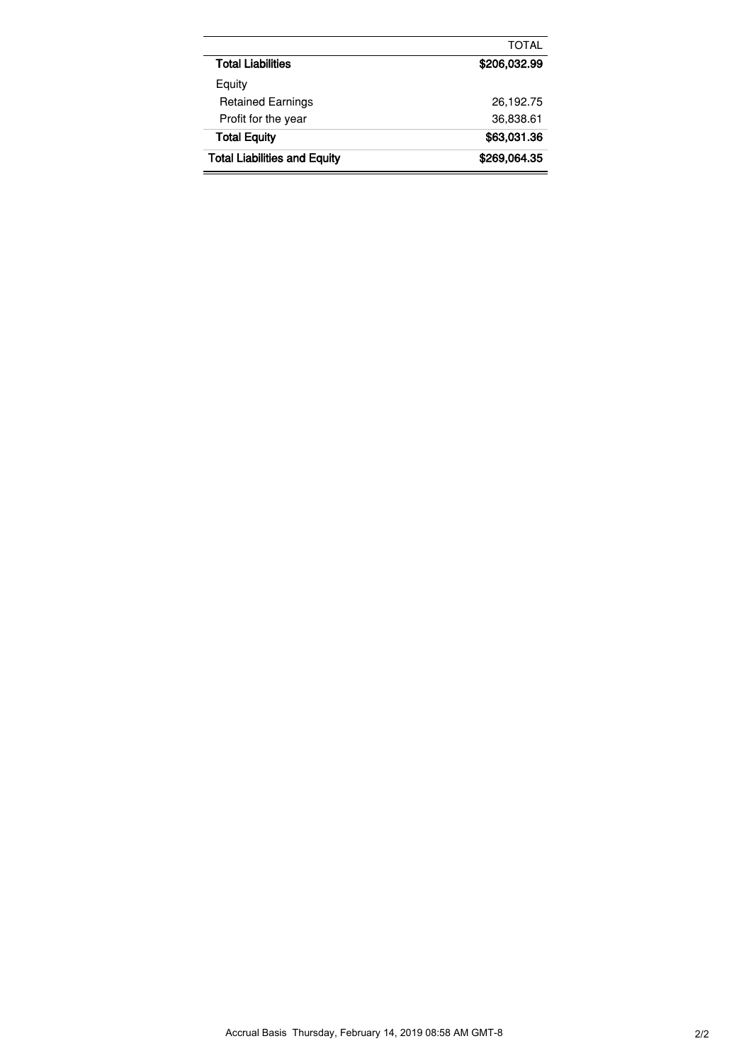| | TOTAL |
|---|---|
| **Total Liabilities** | **$206,032.99** |
| Equity | |
| Retained Earnings | 26,192.75 |
| Profit for the year | 36,838.61 |
| **Total Equity** | **$63,031.36** |
| **Total Liabilities and Equity** | **$269,064.35** |

Accrual Basis Thursday, February 14, 2019 08:58 AM GMT-8